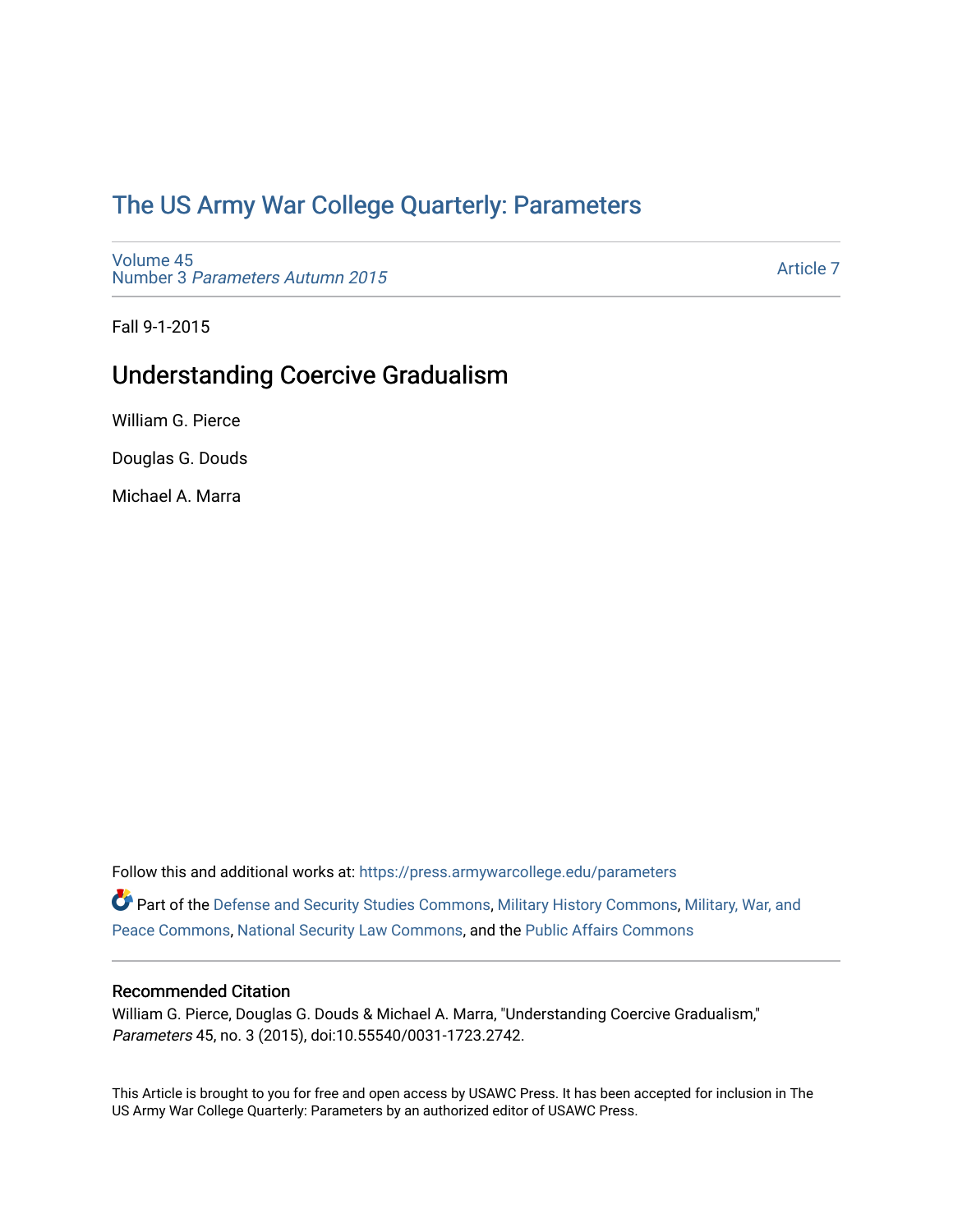# The US Army War College Quarterly: Parameters

Volume 45
Number 3 *Parameters Autumn 2015*

Article 7

Fall 9-1-2015

## Understanding Coercive Gradualism

William G. Pierce

Douglas G. Douds

Michael A. Marra

Follow this and additional works at: https://press.armywarcollege.edu/parameters

Part of the Defense and Security Studies Commons, Military History Commons, Military, War, and Peace Commons, National Security Law Commons, and the Public Affairs Commons

### Recommended Citation

William G. Pierce, Douglas G. Douds & Michael A. Marra, "Understanding Coercive Gradualism," *Parameters* 45, no. 3 (2015), doi:10.55540/0031-1723.2742.

This Article is brought to you for free and open access by USAWC Press. It has been accepted for inclusion in The US Army War College Quarterly: Parameters by an authorized editor of USAWC Press.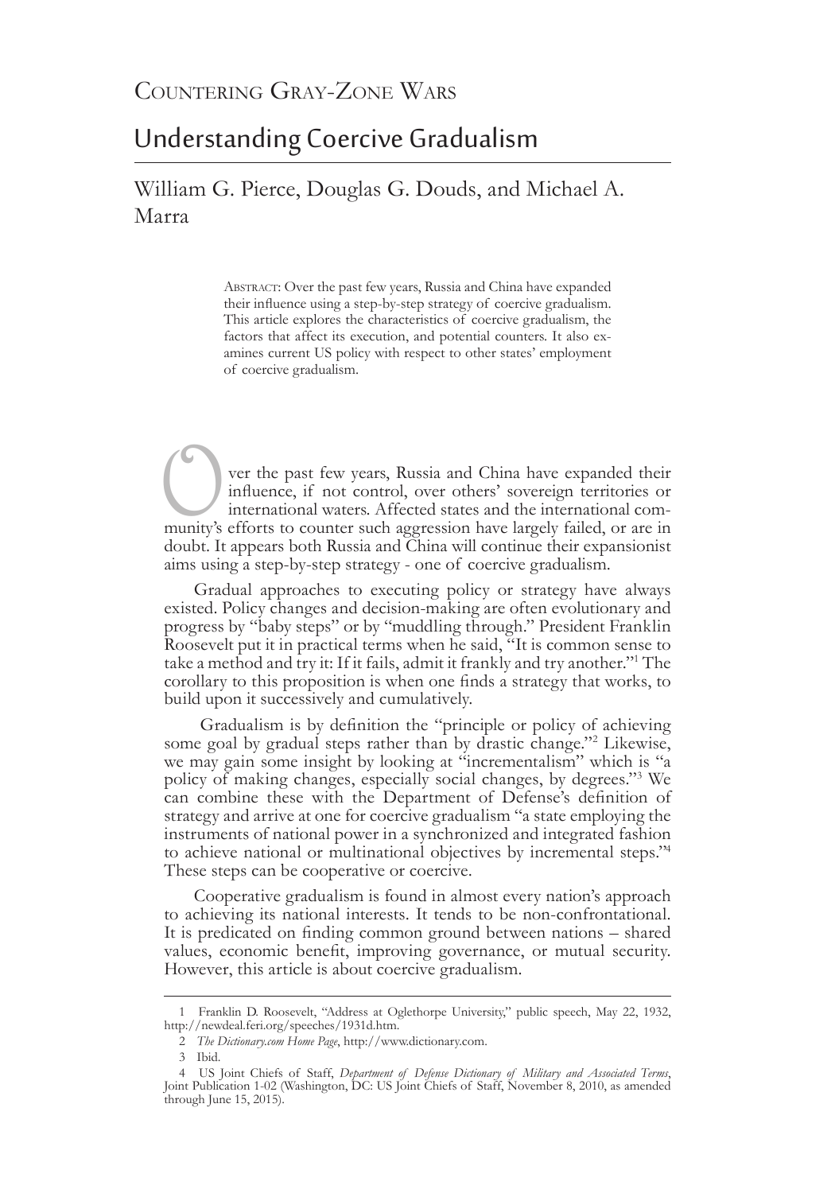# Countering Gray-Zone Wars

## Understanding Coercive Gradualism

William G. Pierce, Douglas G. Douds, and Michael A. Marra

Abstract: Over the past few years, Russia and China have expanded their influence using a step-by-step strategy of coercive gradualism. This article explores the characteristics of coercive gradualism, the factors that affect its execution, and potential counters. It also examines current US policy with respect to other states' employment of coercive gradualism.

Over the past few years, Russia and China have expanded their influence, if not control, over others' sovereign territories or international waters. Affected states and the international community's efforts to counter such aggression have largely failed, or are in doubt. It appears both Russia and China will continue their expansionist aims using a step-by-step strategy - one of coercive gradualism.

Gradual approaches to executing policy or strategy have always existed. Policy changes and decision-making are often evolutionary and progress by "baby steps" or by "muddling through." President Franklin Roosevelt put it in practical terms when he said, "It is common sense to take a method and try it: If it fails, admit it frankly and try another."[1] The corollary to this proposition is when one finds a strategy that works, to build upon it successively and cumulatively.

Gradualism is by definition the "principle or policy of achieving some goal by gradual steps rather than by drastic change."[2] Likewise, we may gain some insight by looking at "incrementalism" which is "a policy of making changes, especially social changes, by degrees."[3] We can combine these with the Department of Defense's definition of strategy and arrive at one for coercive gradualism "a state employing the instruments of national power in a synchronized and integrated fashion to achieve national or multinational objectives by incremental steps."[4] These steps can be cooperative or coercive.

Cooperative gradualism is found in almost every nation's approach to achieving its national interests. It tends to be non-confrontational. It is predicated on finding common ground between nations – shared values, economic benefit, improving governance, or mutual security. However, this article is about coercive gradualism.

---

1 Franklin D. Roosevelt, "Address at Oglethorpe University," public speech, May 22, 1932, http://newdeal.feri.org/speeches/1931d.htm.

2 *The Dictionary.com Home Page*, http://www.dictionary.com.

3 Ibid.

4 US Joint Chiefs of Staff, *Department of Defense Dictionary of Military and Associated Terms*, Joint Publication 1-02 (Washington, DC: US Joint Chiefs of Staff, November 8, 2010, as amended through June 15, 2015).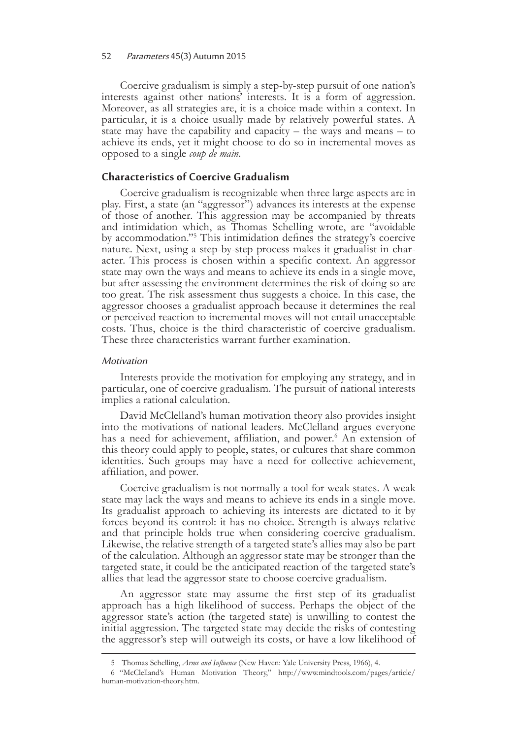Coercive gradualism is simply a step-by-step pursuit of one nation's interests against other nations' interests. It is a form of aggression. Moreover, as all strategies are, it is a choice made within a context. In particular, it is a choice usually made by relatively powerful states. A state may have the capability and capacity – the ways and means – to achieve its ends, yet it might choose to do so in incremental moves as opposed to a single *coup de main*.

## Characteristics of Coercive Gradualism

Coercive gradualism is recognizable when three large aspects are in play. First, a state (an "aggressor") advances its interests at the expense of those of another. This aggression may be accompanied by threats and intimidation which, as Thomas Schelling wrote, are "avoidable by accommodation."[5] This intimidation defines the strategy's coercive nature. Next, using a step-by-step process makes it gradualist in character. This process is chosen within a specific context. An aggressor state may own the ways and means to achieve its ends in a single move, but after assessing the environment determines the risk of doing so are too great. The risk assessment thus suggests a choice. In this case, the aggressor chooses a gradualist approach because it determines the real or perceived reaction to incremental moves will not entail unacceptable costs. Thus, choice is the third characteristic of coercive gradualism. These three characteristics warrant further examination.

### *Motivation*

Interests provide the motivation for employing any strategy, and in particular, one of coercive gradualism. The pursuit of national interests implies a rational calculation.

David McClelland's human motivation theory also provides insight into the motivations of national leaders. McClelland argues everyone has a need for achievement, affiliation, and power.[6] An extension of this theory could apply to people, states, or cultures that share common identities. Such groups may have a need for collective achievement, affiliation, and power.

Coercive gradualism is not normally a tool for weak states. A weak state may lack the ways and means to achieve its ends in a single move. Its gradualist approach to achieving its interests are dictated to it by forces beyond its control: it has no choice. Strength is always relative and that principle holds true when considering coercive gradualism. Likewise, the relative strength of a targeted state's allies may also be part of the calculation. Although an aggressor state may be stronger than the targeted state, it could be the anticipated reaction of the targeted state's allies that lead the aggressor state to choose coercive gradualism.

An aggressor state may assume the first step of its gradualist approach has a high likelihood of success. Perhaps the object of the aggressor state's action (the targeted state) is unwilling to contest the initial aggression. The targeted state may decide the risks of contesting the aggressor's step will outweigh its costs, or have a low likelihood of

---

5 Thomas Schelling, *Arms and Influence* (New Haven: Yale University Press, 1966), 4.

6 "McClelland's Human Motivation Theory," http://www.mindtools.com/pages/article/human-motivation-theory.htm.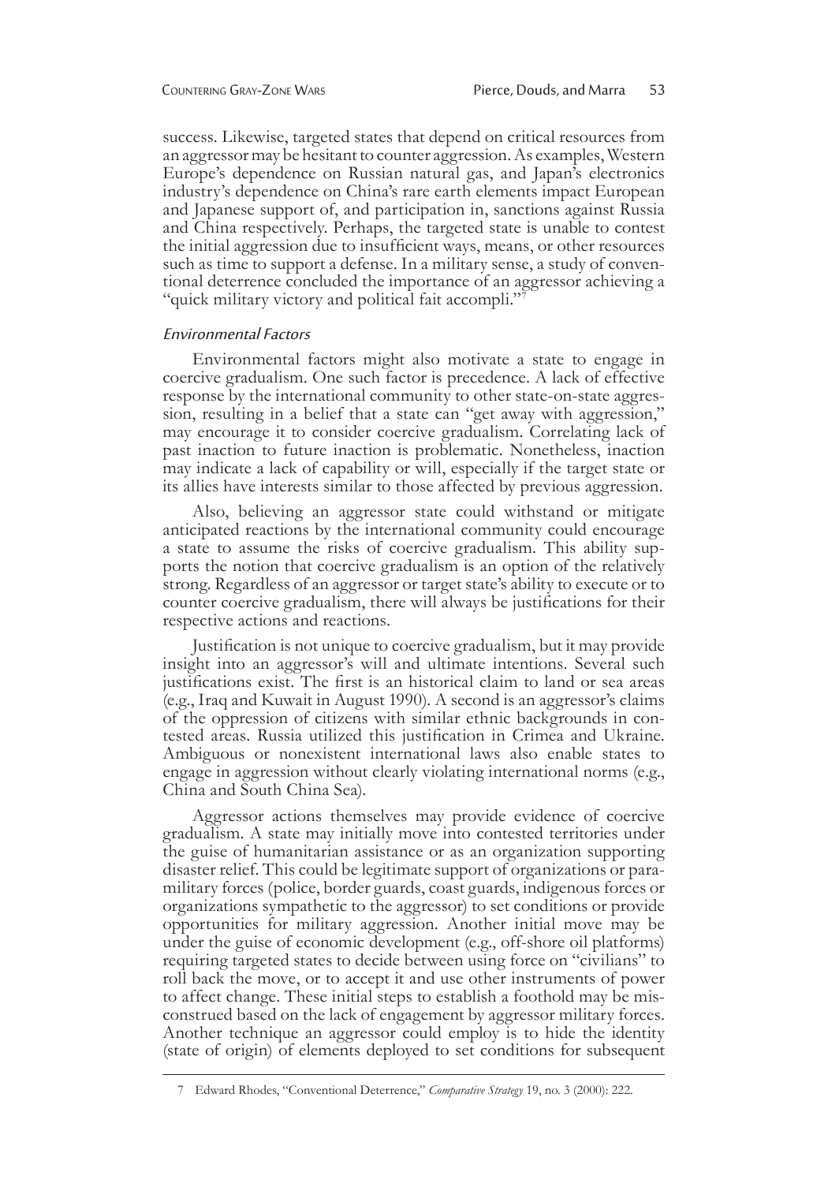success. Likewise, targeted states that depend on critical resources from an aggressor may be hesitant to counter aggression. As examples, Western Europe's dependence on Russian natural gas, and Japan's electronics industry's dependence on China's rare earth elements impact European and Japanese support of, and participation in, sanctions against Russia and China respectively. Perhaps, the targeted state is unable to contest the initial aggression due to insufficient ways, means, or other resources such as time to support a defense. In a military sense, a study of conventional deterrence concluded the importance of an aggressor achieving a "quick military victory and political fait accompli."[7]

### *Environmental Factors*

Environmental factors might also motivate a state to engage in coercive gradualism. One such factor is precedence. A lack of effective response by the international community to other state-on-state aggression, resulting in a belief that a state can "get away with aggression," may encourage it to consider coercive gradualism. Correlating lack of past inaction to future inaction is problematic. Nonetheless, inaction may indicate a lack of capability or will, especially if the target state or its allies have interests similar to those affected by previous aggression.

Also, believing an aggressor state could withstand or mitigate anticipated reactions by the international community could encourage a state to assume the risks of coercive gradualism. This ability supports the notion that coercive gradualism is an option of the relatively strong. Regardless of an aggressor or target state's ability to execute or to counter coercive gradualism, there will always be justifications for their respective actions and reactions.

Justification is not unique to coercive gradualism, but it may provide insight into an aggressor's will and ultimate intentions. Several such justifications exist. The first is an historical claim to land or sea areas (e.g., Iraq and Kuwait in August 1990). A second is an aggressor's claims of the oppression of citizens with similar ethnic backgrounds in contested areas. Russia utilized this justification in Crimea and Ukraine. Ambiguous or nonexistent international laws also enable states to engage in aggression without clearly violating international norms (e.g., China and South China Sea).

Aggressor actions themselves may provide evidence of coercive gradualism. A state may initially move into contested territories under the guise of humanitarian assistance or as an organization supporting disaster relief. This could be legitimate support of organizations or paramilitary forces (police, border guards, coast guards, indigenous forces or organizations sympathetic to the aggressor) to set conditions or provide opportunities for military aggression. Another initial move may be under the guise of economic development (e.g., off-shore oil platforms) requiring targeted states to decide between using force on "civilians" to roll back the move, or to accept it and use other instruments of power to affect change. These initial steps to establish a foothold may be misconstrued based on the lack of engagement by aggressor military forces. Another technique an aggressor could employ is to hide the identity (state of origin) of elements deployed to set conditions for subsequent

---

7 Edward Rhodes, "Conventional Deterrence," *Comparative Strategy* 19, no. 3 (2000): 222.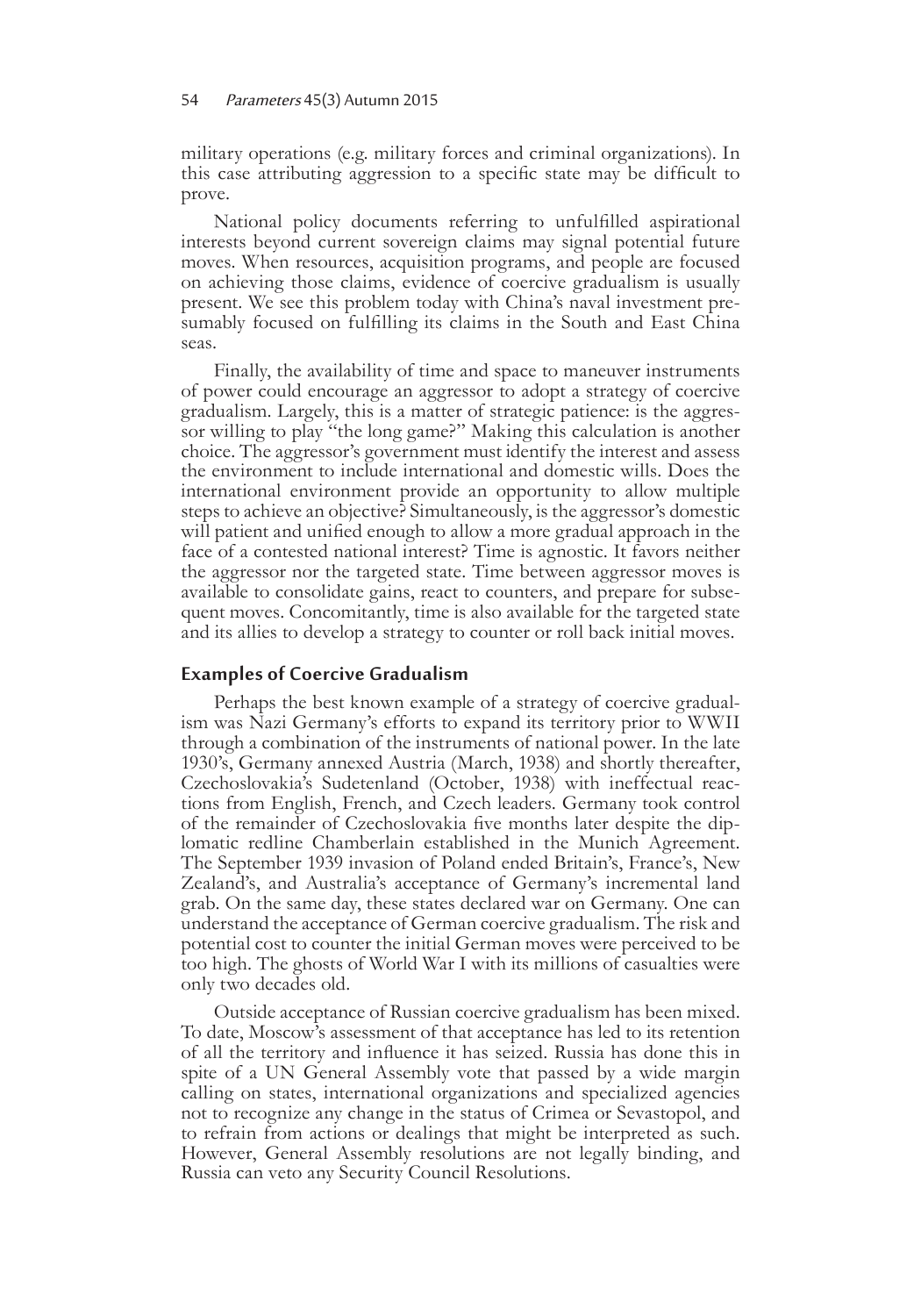military operations (e.g. military forces and criminal organizations). In this case attributing aggression to a specific state may be difficult to prove.

National policy documents referring to unfulfilled aspirational interests beyond current sovereign claims may signal potential future moves. When resources, acquisition programs, and people are focused on achieving those claims, evidence of coercive gradualism is usually present. We see this problem today with China's naval investment presumably focused on fulfilling its claims in the South and East China seas.

Finally, the availability of time and space to maneuver instruments of power could encourage an aggressor to adopt a strategy of coercive gradualism. Largely, this is a matter of strategic patience: is the aggressor willing to play "the long game?" Making this calculation is another choice. The aggressor's government must identify the interest and assess the environment to include international and domestic wills. Does the international environment provide an opportunity to allow multiple steps to achieve an objective? Simultaneously, is the aggressor's domestic will patient and unified enough to allow a more gradual approach in the face of a contested national interest? Time is agnostic. It favors neither the aggressor nor the targeted state. Time between aggressor moves is available to consolidate gains, react to counters, and prepare for subsequent moves. Concomitantly, time is also available for the targeted state and its allies to develop a strategy to counter or roll back initial moves.

## Examples of Coercive Gradualism

Perhaps the best known example of a strategy of coercive gradualism was Nazi Germany's efforts to expand its territory prior to WWII through a combination of the instruments of national power. In the late 1930's, Germany annexed Austria (March, 1938) and shortly thereafter, Czechoslovakia's Sudetenland (October, 1938) with ineffectual reactions from English, French, and Czech leaders. Germany took control of the remainder of Czechoslovakia five months later despite the diplomatic redline Chamberlain established in the Munich Agreement. The September 1939 invasion of Poland ended Britain's, France's, New Zealand's, and Australia's acceptance of Germany's incremental land grab. On the same day, these states declared war on Germany. One can understand the acceptance of German coercive gradualism. The risk and potential cost to counter the initial German moves were perceived to be too high. The ghosts of World War I with its millions of casualties were only two decades old.

Outside acceptance of Russian coercive gradualism has been mixed. To date, Moscow's assessment of that acceptance has led to its retention of all the territory and influence it has seized. Russia has done this in spite of a UN General Assembly vote that passed by a wide margin calling on states, international organizations and specialized agencies not to recognize any change in the status of Crimea or Sevastopol, and to refrain from actions or dealings that might be interpreted as such. However, General Assembly resolutions are not legally binding, and Russia can veto any Security Council Resolutions.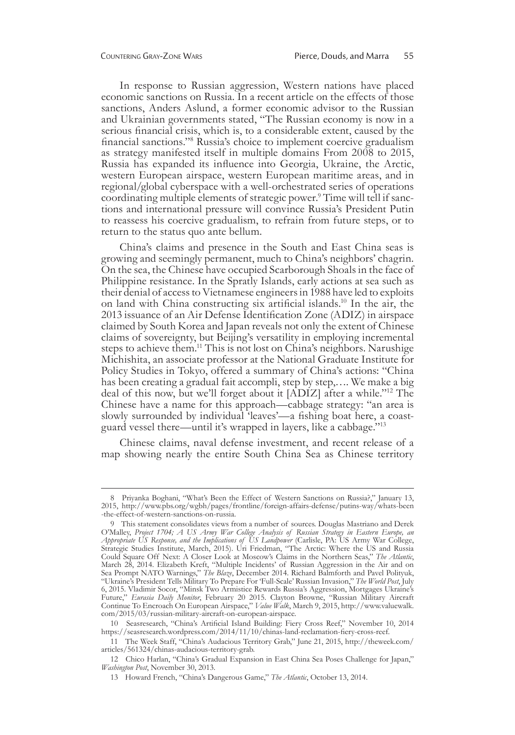In response to Russian aggression, Western nations have placed economic sanctions on Russia. In a recent article on the effects of those sanctions, Anders Aslund, a former economic advisor to the Russian and Ukrainian governments stated, "The Russian economy is now in a serious financial crisis, which is, to a considerable extent, caused by the financial sanctions."[8] Russia's choice to implement coercive gradualism as strategy manifested itself in multiple domains From 2008 to 2015, Russia has expanded its influence into Georgia, Ukraine, the Arctic, western European airspace, western European maritime areas, and in regional/global cyberspace with a well-orchestrated series of operations coordinating multiple elements of strategic power.[9] Time will tell if sanctions and international pressure will convince Russia's President Putin to reassess his coercive gradualism, to refrain from future steps, or to return to the status quo ante bellum.

China's claims and presence in the South and East China seas is growing and seemingly permanent, much to China's neighbors' chagrin. On the sea, the Chinese have occupied Scarborough Shoals in the face of Philippine resistance. In the Spratly Islands, early actions at sea such as their denial of access to Vietnamese engineers in 1988 have led to exploits on land with China constructing six artificial islands.[10] In the air, the 2013 issuance of an Air Defense Identification Zone (ADIZ) in airspace claimed by South Korea and Japan reveals not only the extent of Chinese claims of sovereignty, but Beijing's versatility in employing incremental steps to achieve them.[11] This is not lost on China's neighbors. Narushige Michishita, an associate professor at the National Graduate Institute for Policy Studies in Tokyo, offered a summary of China's actions: "China has been creating a gradual fait accompli, step by step,…. We make a big deal of this now, but we'll forget about it [ADIZ] after a while."[12] The Chinese have a name for this approach—cabbage strategy: "an area is slowly surrounded by individual 'leaves'—a fishing boat here, a coastguard vessel there—until it's wrapped in layers, like a cabbage."[13]

Chinese claims, naval defense investment, and recent release of a map showing nearly the entire South China Sea as Chinese territory

---

8 Priyanka Boghani, "What's Been the Effect of Western Sanctions on Russia?," January 13, 2015, http://www.pbs.org/wgbh/pages/frontline/foreign-affairs-defense/putins-way/whats-been-the-effect-of-western-sanctions-on-russia.

9 This statement consolidates views from a number of sources. Douglas Mastriano and Derek O'Malley, *Project 1704; A US Army War College Analysis of Russian Strategy in Eastern Europe, an Appropriate US Response, and the Implications of US Landpower* (Carlisle, PA: US Army War College, Strategic Studies Institute, March, 2015). Uri Friedman, "The Arctic: Where the US and Russia Could Square Off Next: A Closer Look at Moscow's Claims in the Northern Seas," *The Atlantic*, March 28, 2014. Elizabeth Kreft, "Multiple Incidents' of Russian Aggression in the Air and on Sea Prompt NATO Warnings," *The Blaze*, December 2014. Richard Balmforth and Pavel Polityuk, "Ukraine's President Tells Military To Prepare For 'Full-Scale' Russian Invasion," *The World Post*, July 6, 2015. Vladimir Socor, "Minsk Two Armistice Rewards Russia's Aggression, Mortgages Ukraine's Future," *Eurasia Daily Monitor*, February 20 2015. Clayton Browne, "Russian Military Aircraft Continue To Encroach On European Airspace," *Value Walk*, March 9, 2015, http://www.valuewalk.com/2015/03/russian-military-aircraft-on-european-airspace.

10 Seasresearch, "China's Artificial Island Building: Fiery Cross Reef," November 10, 2014 https://seasresearch.wordpress.com/2014/11/10/chinas-land-reclamation-fiery-cross-reef.

11 The Week Staff, "China's Audacious Territory Grab," June 21, 2015, http://theweek.com/articles/561324/chinas-audacious-territory-grab.

12 Chico Harlan, "China's Gradual Expansion in East China Sea Poses Challenge for Japan," *Washington Post*, November 30, 2013.

13 Howard French, "China's Dangerous Game," *The Atlantic*, October 13, 2014.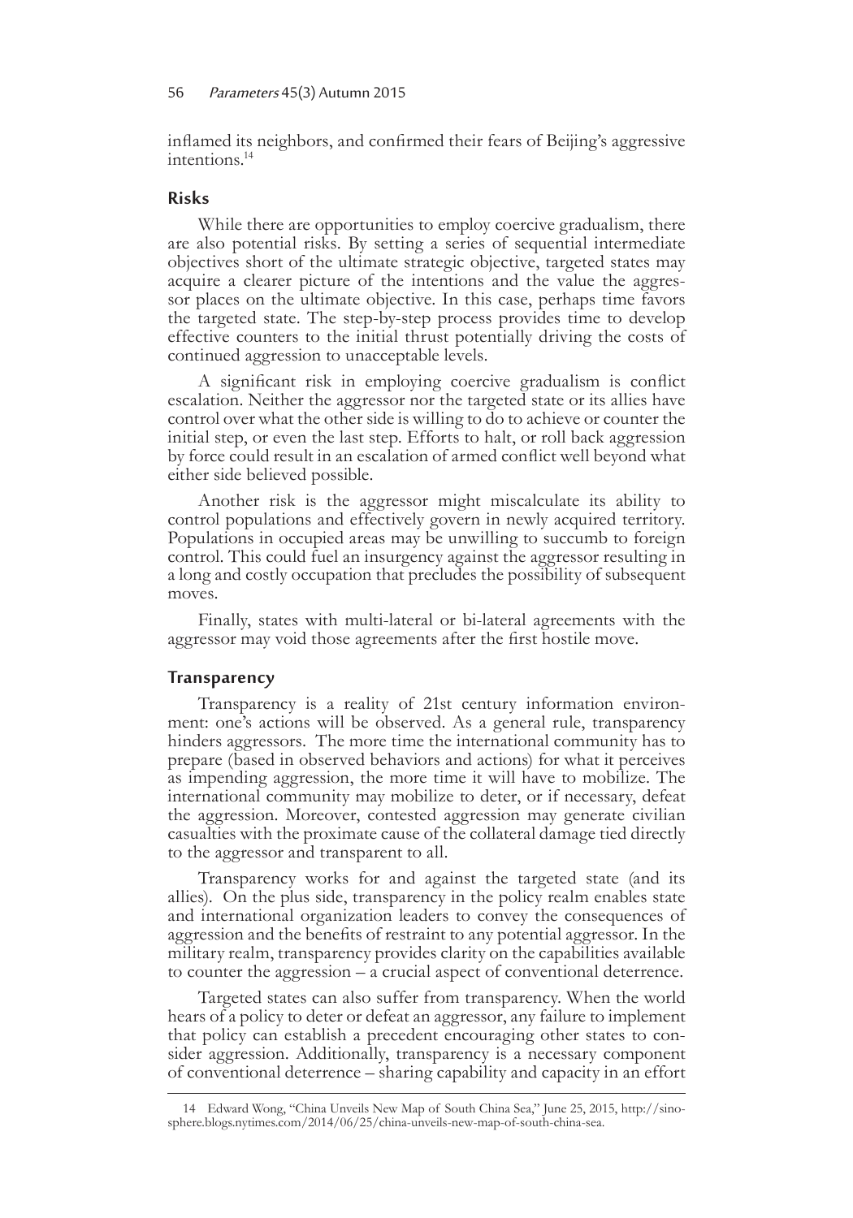inflamed its neighbors, and confirmed their fears of Beijing's aggressive intentions.[14]

### Risks

While there are opportunities to employ coercive gradualism, there are also potential risks. By setting a series of sequential intermediate objectives short of the ultimate strategic objective, targeted states may acquire a clearer picture of the intentions and the value the aggressor places on the ultimate objective. In this case, perhaps time favors the targeted state. The step-by-step process provides time to develop effective counters to the initial thrust potentially driving the costs of continued aggression to unacceptable levels.

A significant risk in employing coercive gradualism is conflict escalation. Neither the aggressor nor the targeted state or its allies have control over what the other side is willing to do to achieve or counter the initial step, or even the last step. Efforts to halt, or roll back aggression by force could result in an escalation of armed conflict well beyond what either side believed possible.

Another risk is the aggressor might miscalculate its ability to control populations and effectively govern in newly acquired territory. Populations in occupied areas may be unwilling to succumb to foreign control. This could fuel an insurgency against the aggressor resulting in a long and costly occupation that precludes the possibility of subsequent moves.

Finally, states with multi-lateral or bi-lateral agreements with the aggressor may void those agreements after the first hostile move.

### Transparency

Transparency is a reality of 21st century information environment: one's actions will be observed. As a general rule, transparency hinders aggressors. The more time the international community has to prepare (based in observed behaviors and actions) for what it perceives as impending aggression, the more time it will have to mobilize. The international community may mobilize to deter, or if necessary, defeat the aggression. Moreover, contested aggression may generate civilian casualties with the proximate cause of the collateral damage tied directly to the aggressor and transparent to all.

Transparency works for and against the targeted state (and its allies). On the plus side, transparency in the policy realm enables state and international organization leaders to convey the consequences of aggression and the benefits of restraint to any potential aggressor. In the military realm, transparency provides clarity on the capabilities available to counter the aggression – a crucial aspect of conventional deterrence.

Targeted states can also suffer from transparency. When the world hears of a policy to deter or defeat an aggressor, any failure to implement that policy can establish a precedent encouraging other states to consider aggression. Additionally, transparency is a necessary component of conventional deterrence – sharing capability and capacity in an effort

---

14 Edward Wong, "China Unveils New Map of South China Sea," June 25, 2015, http://sinosphere.blogs.nytimes.com/2014/06/25/china-unveils-new-map-of-south-china-sea.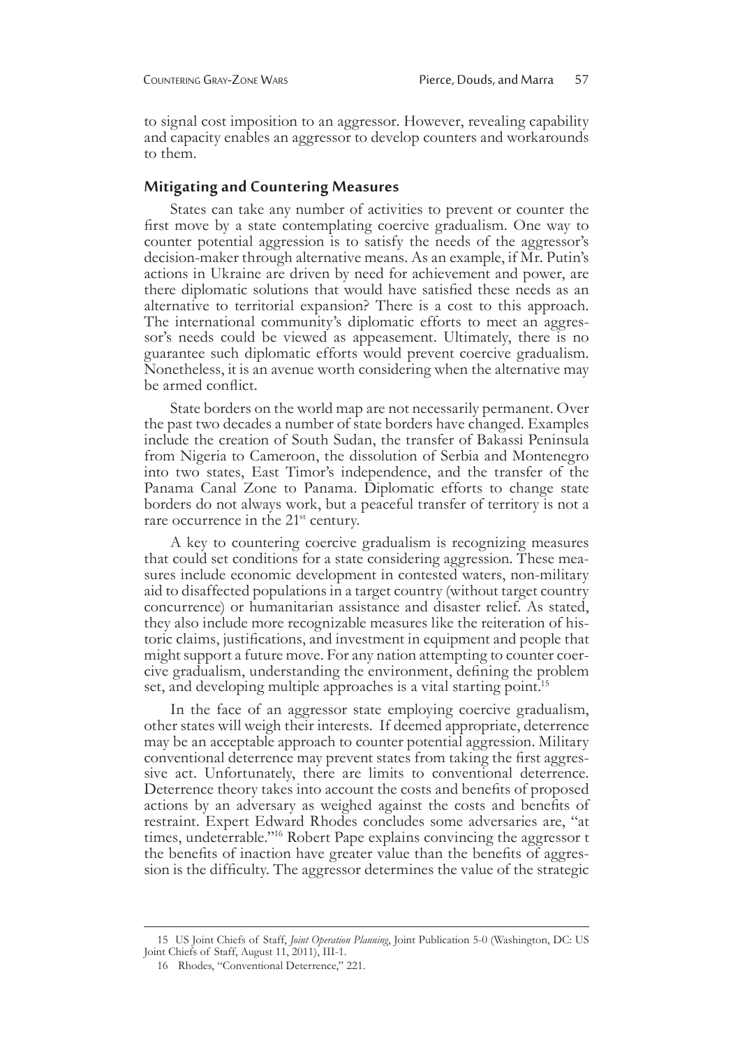to signal cost imposition to an aggressor. However, revealing capability and capacity enables an aggressor to develop counters and workarounds to them.

## Mitigating and Countering Measures

States can take any number of activities to prevent or counter the first move by a state contemplating coercive gradualism. One way to counter potential aggression is to satisfy the needs of the aggressor's decision-maker through alternative means. As an example, if Mr. Putin's actions in Ukraine are driven by need for achievement and power, are there diplomatic solutions that would have satisfied these needs as an alternative to territorial expansion? There is a cost to this approach. The international community's diplomatic efforts to meet an aggressor's needs could be viewed as appeasement. Ultimately, there is no guarantee such diplomatic efforts would prevent coercive gradualism. Nonetheless, it is an avenue worth considering when the alternative may be armed conflict.

State borders on the world map are not necessarily permanent. Over the past two decades a number of state borders have changed. Examples include the creation of South Sudan, the transfer of Bakassi Peninsula from Nigeria to Cameroon, the dissolution of Serbia and Montenegro into two states, East Timor's independence, and the transfer of the Panama Canal Zone to Panama. Diplomatic efforts to change state borders do not always work, but a peaceful transfer of territory is not a rare occurrence in the 21st century.

A key to countering coercive gradualism is recognizing measures that could set conditions for a state considering aggression. These measures include economic development in contested waters, non-military aid to disaffected populations in a target country (without target country concurrence) or humanitarian assistance and disaster relief. As stated, they also include more recognizable measures like the reiteration of historic claims, justifications, and investment in equipment and people that might support a future move. For any nation attempting to counter coercive gradualism, understanding the environment, defining the problem set, and developing multiple approaches is a vital starting point.[15]

In the face of an aggressor state employing coercive gradualism, other states will weigh their interests. If deemed appropriate, deterrence may be an acceptable approach to counter potential aggression. Military conventional deterrence may prevent states from taking the first aggressive act. Unfortunately, there are limits to conventional deterrence. Deterrence theory takes into account the costs and benefits of proposed actions by an adversary as weighed against the costs and benefits of restraint. Expert Edward Rhodes concludes some adversaries are, "at times, undeterrable."[16] Robert Pape explains convincing the aggressor t the benefits of inaction have greater value than the benefits of aggression is the difficulty. The aggressor determines the value of the strategic

---

15 US Joint Chiefs of Staff, *Joint Operation Planning*, Joint Publication 5-0 (Washington, DC: US Joint Chiefs of Staff, August 11, 2011), III-1.

16 Rhodes, "Conventional Deterrence," 221.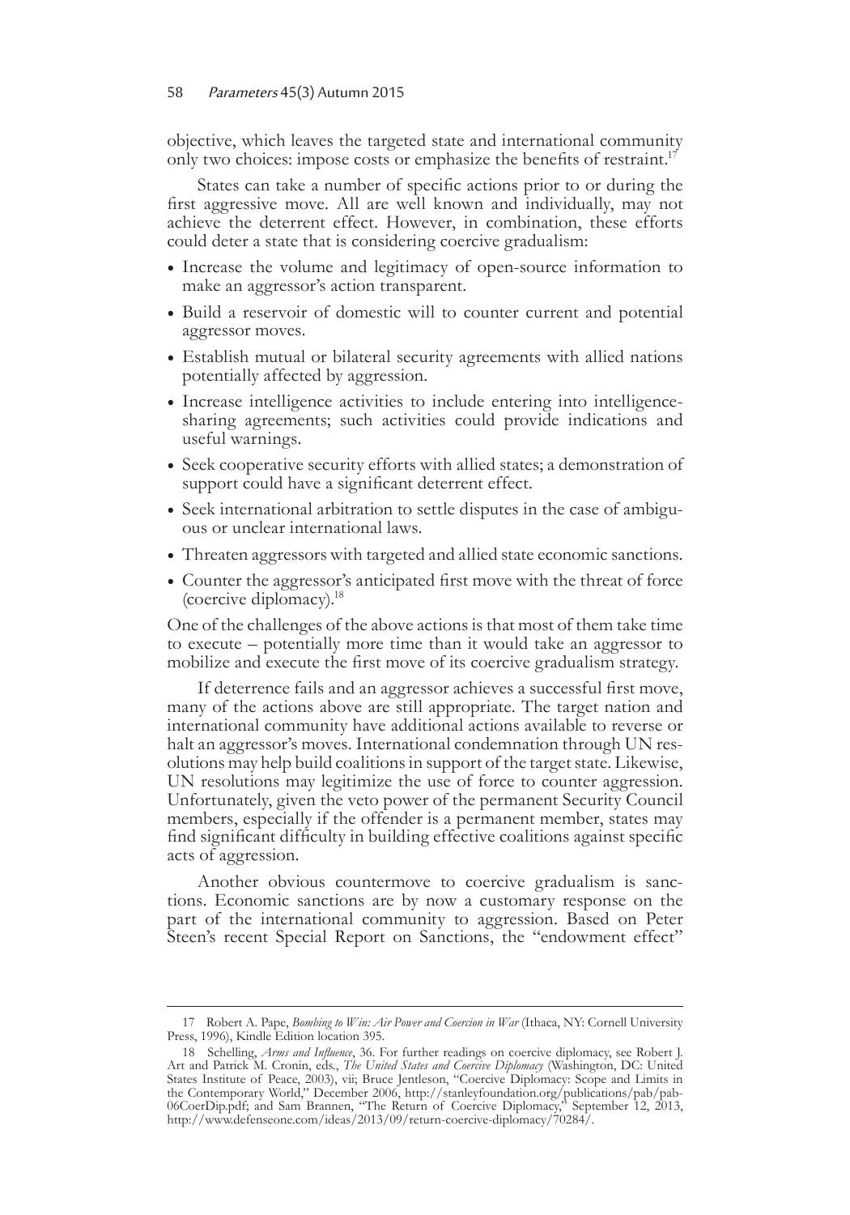objective, which leaves the targeted state and international community only two choices: impose costs or emphasize the benefits of restraint.[17]

States can take a number of specific actions prior to or during the first aggressive move. All are well known and individually, may not achieve the deterrent effect. However, in combination, these efforts could deter a state that is considering coercive gradualism:

- Increase the volume and legitimacy of open-source information to make an aggressor's action transparent.
- Build a reservoir of domestic will to counter current and potential aggressor moves.
- Establish mutual or bilateral security agreements with allied nations potentially affected by aggression.
- Increase intelligence activities to include entering into intelligence-sharing agreements; such activities could provide indications and useful warnings.
- Seek cooperative security efforts with allied states; a demonstration of support could have a significant deterrent effect.
- Seek international arbitration to settle disputes in the case of ambiguous or unclear international laws.
- Threaten aggressors with targeted and allied state economic sanctions.
- Counter the aggressor's anticipated first move with the threat of force (coercive diplomacy).[18]

One of the challenges of the above actions is that most of them take time to execute – potentially more time than it would take an aggressor to mobilize and execute the first move of its coercive gradualism strategy.

If deterrence fails and an aggressor achieves a successful first move, many of the actions above are still appropriate. The target nation and international community have additional actions available to reverse or halt an aggressor's moves. International condemnation through UN resolutions may help build coalitions in support of the target state. Likewise, UN resolutions may legitimize the use of force to counter aggression. Unfortunately, given the veto power of the permanent Security Council members, especially if the offender is a permanent member, states may find significant difficulty in building effective coalitions against specific acts of aggression.

Another obvious countermove to coercive gradualism is sanctions. Economic sanctions are by now a customary response on the part of the international community to aggression. Based on Peter Steen's recent Special Report on Sanctions, the "endowment effect"

---

17 Robert A. Pape, *Bombing to Win: Air Power and Coercion in War* (Ithaca, NY: Cornell University Press, 1996), Kindle Edition location 395.

18 Schelling, *Arms and Influence*, 36. For further readings on coercive diplomacy, see Robert J. Art and Patrick M. Cronin, eds., *The United States and Coercive Diplomacy* (Washington, DC: United States Institute of Peace, 2003), vii; Bruce Jentleson, "Coercive Diplomacy: Scope and Limits in the Contemporary World," December 2006, http://stanleyfoundation.org/publications/pab/pab-06CoerDip.pdf; and Sam Brannen, "The Return of Coercive Diplomacy," September 12, 2013, http://www.defenseone.com/ideas/2013/09/return-coercive-diplomacy/70284/.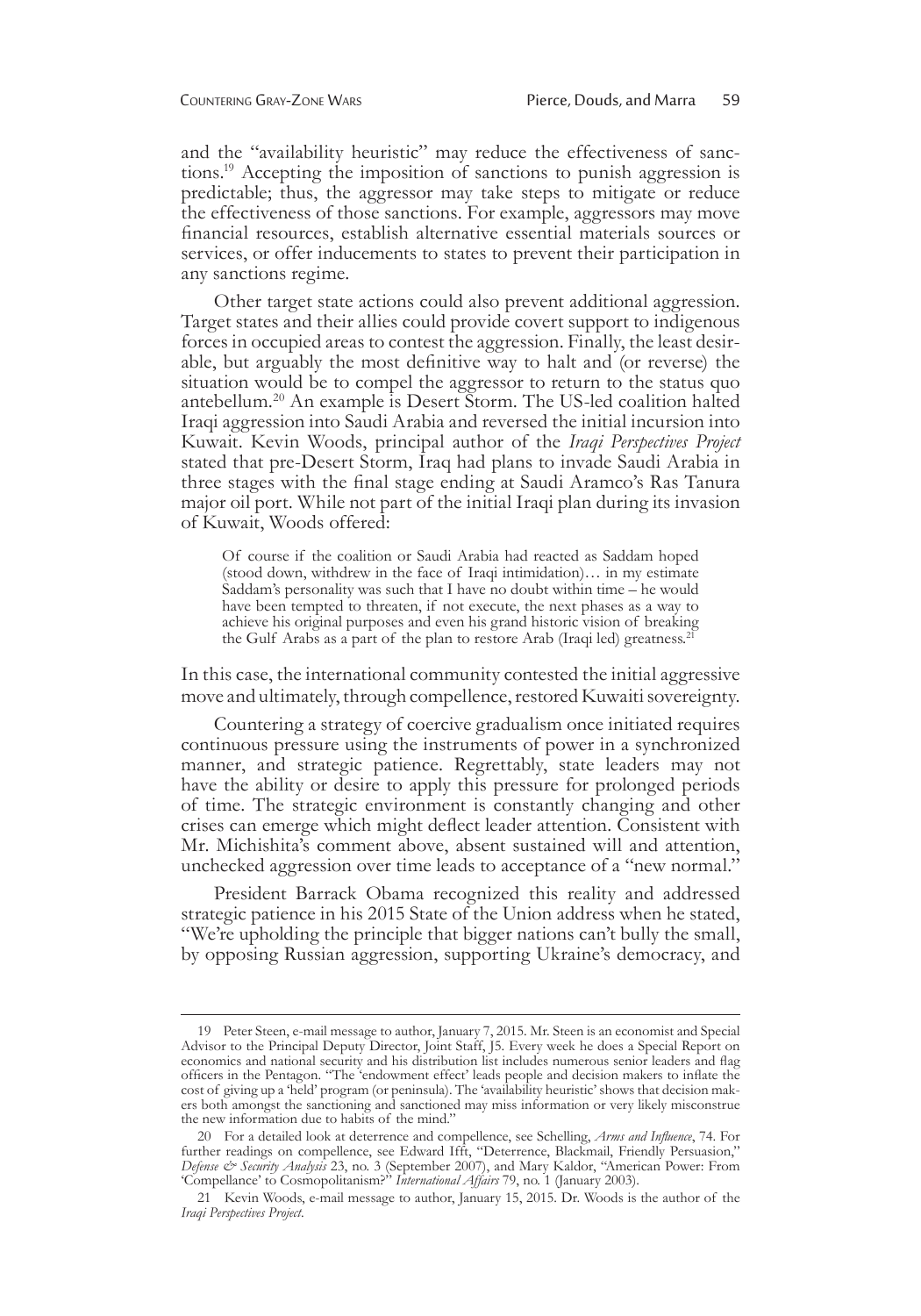and the "availability heuristic" may reduce the effectiveness of sanctions.[19] Accepting the imposition of sanctions to punish aggression is predictable; thus, the aggressor may take steps to mitigate or reduce the effectiveness of those sanctions. For example, aggressors may move financial resources, establish alternative essential materials sources or services, or offer inducements to states to prevent their participation in any sanctions regime.

Other target state actions could also prevent additional aggression. Target states and their allies could provide covert support to indigenous forces in occupied areas to contest the aggression. Finally, the least desirable, but arguably the most definitive way to halt and (or reverse) the situation would be to compel the aggressor to return to the status quo antebellum.[20] An example is Desert Storm. The US-led coalition halted Iraqi aggression into Saudi Arabia and reversed the initial incursion into Kuwait. Kevin Woods, principal author of the *Iraqi Perspectives Project* stated that pre-Desert Storm, Iraq had plans to invade Saudi Arabia in three stages with the final stage ending at Saudi Aramco's Ras Tanura major oil port. While not part of the initial Iraqi plan during its invasion of Kuwait, Woods offered:

> Of course if the coalition or Saudi Arabia had reacted as Saddam hoped (stood down, withdrew in the face of Iraqi intimidation)… in my estimate Saddam's personality was such that I have no doubt within time – he would have been tempted to threaten, if not execute, the next phases as a way to achieve his original purposes and even his grand historic vision of breaking the Gulf Arabs as a part of the plan to restore Arab (Iraqi led) greatness.[21]

In this case, the international community contested the initial aggressive move and ultimately, through compellence, restored Kuwaiti sovereignty.

Countering a strategy of coercive gradualism once initiated requires continuous pressure using the instruments of power in a synchronized manner, and strategic patience. Regrettably, state leaders may not have the ability or desire to apply this pressure for prolonged periods of time. The strategic environment is constantly changing and other crises can emerge which might deflect leader attention. Consistent with Mr. Michishita's comment above, absent sustained will and attention, unchecked aggression over time leads to acceptance of a "new normal."

President Barrack Obama recognized this reality and addressed strategic patience in his 2015 State of the Union address when he stated, "We're upholding the principle that bigger nations can't bully the small, by opposing Russian aggression, supporting Ukraine's democracy, and

---

19 Peter Steen, e-mail message to author, January 7, 2015. Mr. Steen is an economist and Special Advisor to the Principal Deputy Director, Joint Staff, J5. Every week he does a Special Report on economics and national security and his distribution list includes numerous senior leaders and flag officers in the Pentagon. "The 'endowment effect' leads people and decision makers to inflate the cost of giving up a 'held' program (or peninsula). The 'availability heuristic' shows that decision makers both amongst the sanctioning and sanctioned may miss information or very likely misconstrue the new information due to habits of the mind."

20 For a detailed look at deterrence and compellence, see Schelling, *Arms and Influence*, 74. For further readings on compellence, see Edward Ifft, "Deterrence, Blackmail, Friendly Persuasion," *Defense & Security Analysis* 23, no. 3 (September 2007), and Mary Kaldor, "American Power: From 'Compellance' to Cosmopolitanism?" *International Affairs* 79, no. 1 (January 2003).

21 Kevin Woods, e-mail message to author, January 15, 2015. Dr. Woods is the author of the *Iraqi Perspectives Project*.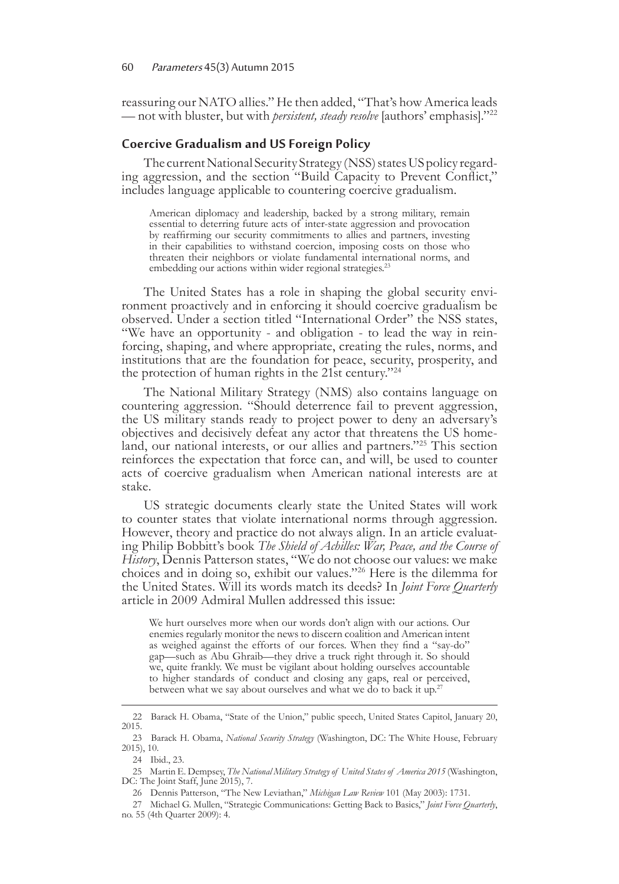reassuring our NATO allies." He then added, "That's how America leads — not with bluster, but with *persistent, steady resolve* [authors' emphasis]."[22]

## Coercive Gradualism and US Foreign Policy

The current National Security Strategy (NSS) states US policy regarding aggression, and the section "Build Capacity to Prevent Conflict," includes language applicable to countering coercive gradualism.

> American diplomacy and leadership, backed by a strong military, remain essential to deterring future acts of inter-state aggression and provocation by reaffirming our security commitments to allies and partners, investing in their capabilities to withstand coercion, imposing costs on those who threaten their neighbors or violate fundamental international norms, and embedding our actions within wider regional strategies.[23]

The United States has a role in shaping the global security environment proactively and in enforcing it should coercive gradualism be observed. Under a section titled "International Order" the NSS states, "We have an opportunity - and obligation - to lead the way in reinforcing, shaping, and where appropriate, creating the rules, norms, and institutions that are the foundation for peace, security, prosperity, and the protection of human rights in the 21st century."[24]

The National Military Strategy (NMS) also contains language on countering aggression. "Should deterrence fail to prevent aggression, the US military stands ready to project power to deny an adversary's objectives and decisively defeat any actor that threatens the US homeland, our national interests, or our allies and partners."[25] This section reinforces the expectation that force can, and will, be used to counter acts of coercive gradualism when American national interests are at stake.

US strategic documents clearly state the United States will work to counter states that violate international norms through aggression. However, theory and practice do not always align. In an article evaluating Philip Bobbitt's book *The Shield of Achilles: War, Peace, and the Course of History*, Dennis Patterson states, "We do not choose our values: we make choices and in doing so, exhibit our values."[26] Here is the dilemma for the United States. Will its words match its deeds? In *Joint Force Quarterly* article in 2009 Admiral Mullen addressed this issue:

> We hurt ourselves more when our words don't align with our actions. Our enemies regularly monitor the news to discern coalition and American intent as weighed against the efforts of our forces. When they find a "say-do" gap—such as Abu Ghraib—they drive a truck right through it. So should we, quite frankly. We must be vigilant about holding ourselves accountable to higher standards of conduct and closing any gaps, real or perceived, between what we say about ourselves and what we do to back it up.[27]

---

22 Barack H. Obama, "State of the Union," public speech, United States Capitol, January 20, 2015.

23 Barack H. Obama, *National Security Strategy* (Washington, DC: The White House, February 2015), 10.

24 Ibid., 23.

25 Martin E. Dempsey, *The National Military Strategy of United States of America 2015* (Washington, DC: The Joint Staff, June 2015), 7.

26 Dennis Patterson, "The New Leviathan," *Michigan Law Review* 101 (May 2003): 1731.

27 Michael G. Mullen, "Strategic Communications: Getting Back to Basics," *Joint Force Quarterly*, no. 55 (4th Quarter 2009): 4.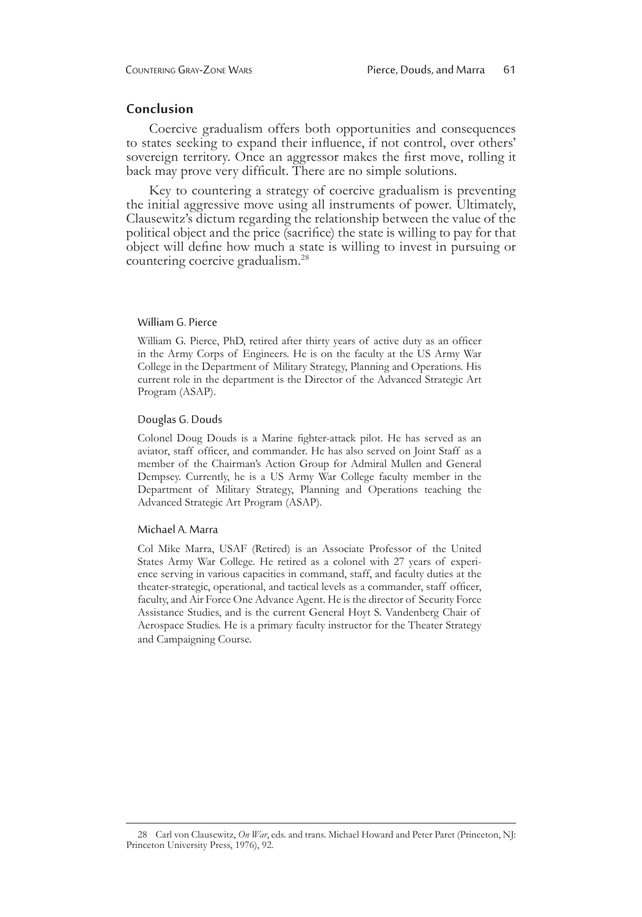## Conclusion

Coercive gradualism offers both opportunities and consequences to states seeking to expand their influence, if not control, over others' sovereign territory. Once an aggressor makes the first move, rolling it back may prove very difficult. There are no simple solutions.

Key to countering a strategy of coercive gradualism is preventing the initial aggressive move using all instruments of power. Ultimately, Clausewitz's dictum regarding the relationship between the value of the political object and the price (sacrifice) the state is willing to pay for that object will define how much a state is willing to invest in pursuing or countering coercive gradualism.[28]

#### William G. Pierce

William G. Pierce, PhD, retired after thirty years of active duty as an officer in the Army Corps of Engineers. He is on the faculty at the US Army War College in the Department of Military Strategy, Planning and Operations. His current role in the department is the Director of the Advanced Strategic Art Program (ASAP).

#### Douglas G. Douds

Colonel Doug Douds is a Marine fighter-attack pilot. He has served as an aviator, staff officer, and commander. He has also served on Joint Staff as a member of the Chairman's Action Group for Admiral Mullen and General Dempsey. Currently, he is a US Army War College faculty member in the Department of Military Strategy, Planning and Operations teaching the Advanced Strategic Art Program (ASAP).

#### Michael A. Marra

Col Mike Marra, USAF (Retired) is an Associate Professor of the United States Army War College. He retired as a colonel with 27 years of experience serving in various capacities in command, staff, and faculty duties at the theater-strategic, operational, and tactical levels as a commander, staff officer, faculty, and Air Force One Advance Agent. He is the director of Security Force Assistance Studies, and is the current General Hoyt S. Vandenberg Chair of Aerospace Studies. He is a primary faculty instructor for the Theater Strategy and Campaigning Course.

---

28 Carl von Clausewitz, *On War*, eds. and trans. Michael Howard and Peter Paret (Princeton, NJ: Princeton University Press, 1976), 92.